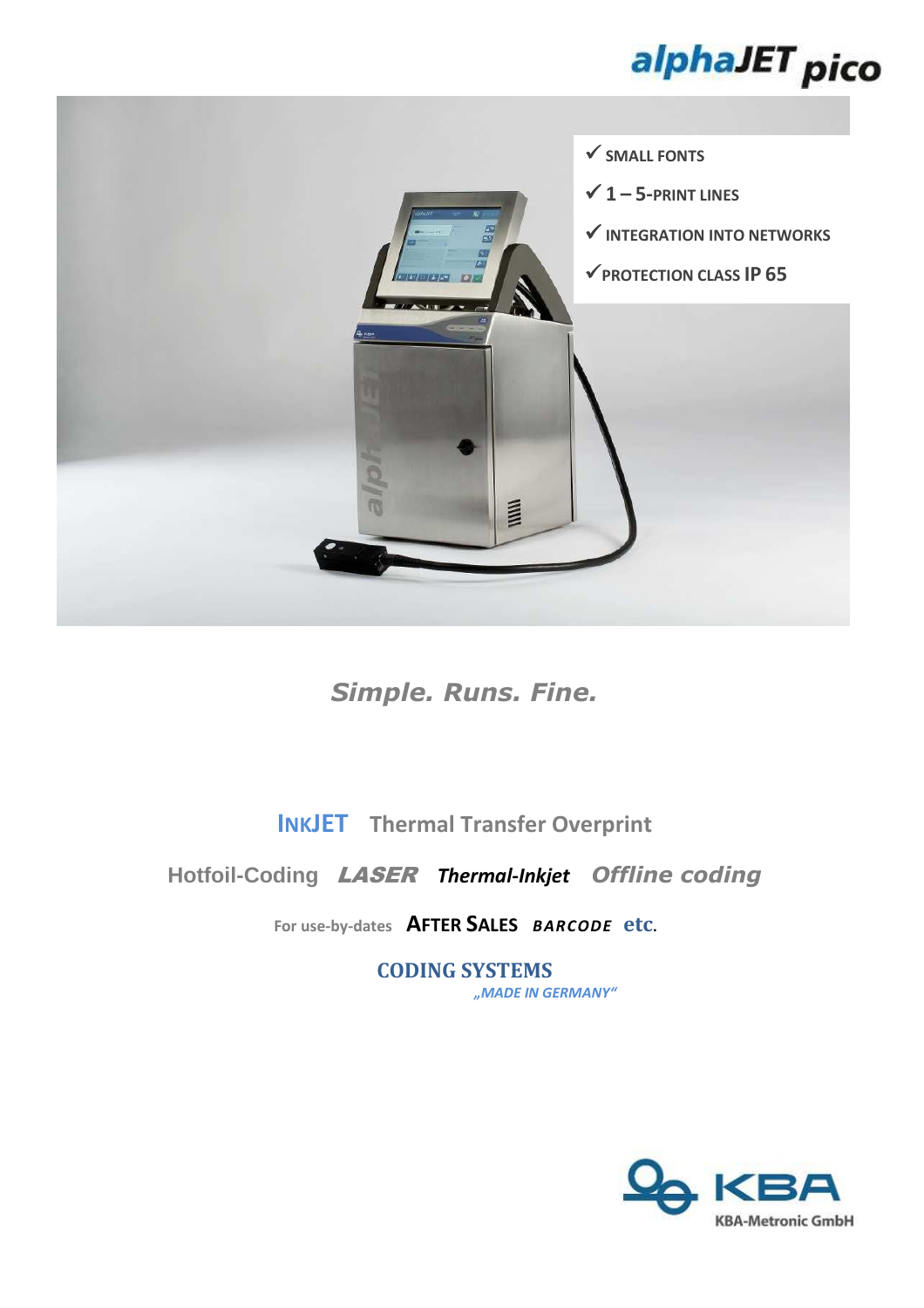# alphaJET pico

- ✓ SMALL FONTS
- ✓ 1 – 5-PRINT LINES
- ✓ INTEGRATION INTO NETWORKS
- ✓ PROTECTION CLASS IP 65

*Simple. Runs. Fine.*

**INKJET** **Thermal Transfer Overprint**

**Hotfoil-Coding** ***LASER*** ***Thermal-Inkjet*** ***Offline coding***

**For use-by-dates** **AFTER SALES** ***BARCODE*** **etc.**

**CODING SYSTEMS**

*„MADE IN GERMANY“*

KBA

KBA-Metronic GmbH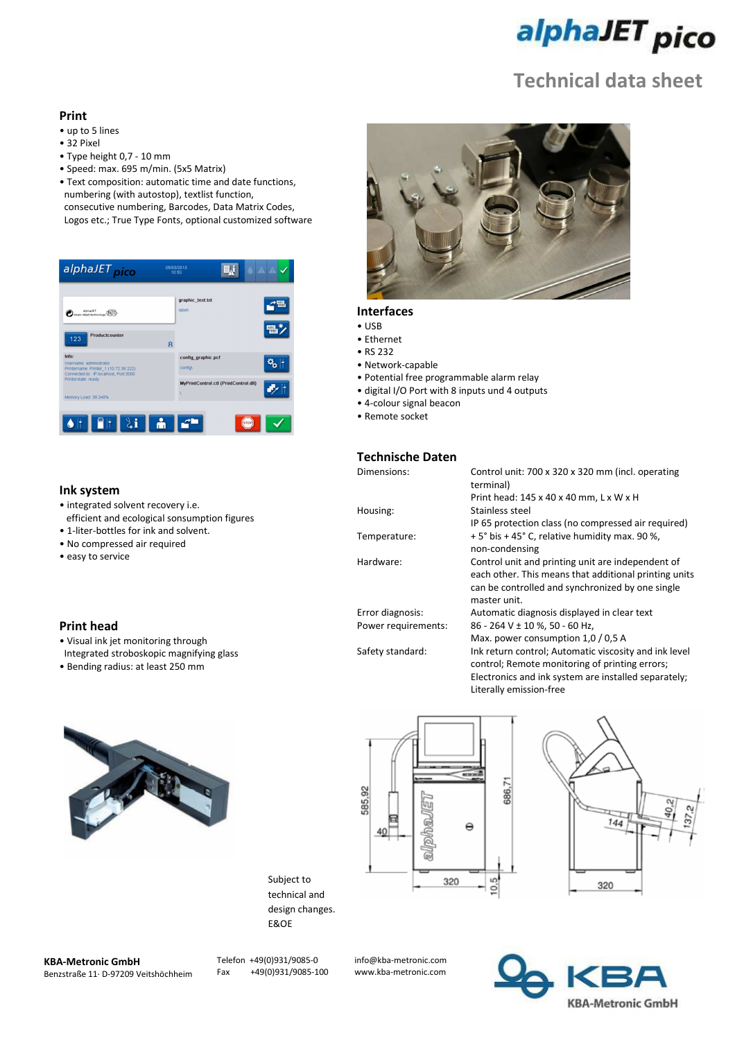# alphaJET pico

## Technical data sheet

### Print

- up to 5 lines
- 32 Pixel
- Type height 0,7 - 10 mm
- Speed: max. 695 m/min. (5x5 Matrix)
- Text composition: automatic time and date functions, numbering (with autostop), textlist function, consecutive numbering, Barcodes, Data Matrix Codes, Logos etc.; True Type Fonts, optional customized software

### Interfaces

- USB
- Ethernet
- RS 232
- Network-capable
- Potential free programmable alarm relay
- digital I/O Port with 8 inputs und 4 outputs
- 4-colour signal beacon
- Remote socket

### Ink system

- integrated solvent recovery i.e. efficient and ecological sonsumption figures
- 1-liter-bottles for ink and solvent.
- No compressed air required
- easy to service

### Technische Daten

| | |
|---|---|
| Dimensions: | Control unit: 700 x 320 x 320 mm (incl. operating terminal)<br>Print head: 145 x 40 x 40 mm, L x W x H |
| Housing: | Stainless steel<br>IP 65 protection class (no compressed air required) |
| Temperature: | + 5° bis + 45° C, relative humidity max. 90 %, non-condensing |
| Hardware: | Control unit and printing unit are independent of each other. This means that additional printing units can be controlled and synchronized by one single master unit. |
| Error diagnosis: | Automatic diagnosis displayed in clear text |
| Power requirements: | 86 - 264 V ± 10 %, 50 - 60 Hz,<br>Max. power consumption 1,0 / 0,5 A |
| Safety standard: | Ink return control; Automatic viscosity and ink level control; Remote monitoring of printing errors; Electronics and ink system are installed separately; Literally emission-free |

### Print head

- Visual ink jet monitoring through Integrated stroboskopic magnifying glass
- Bending radius: at least 250 mm

585,92
40
320
686,71
10,5
144
40,2
137,2
320

Subject to technical and design changes. E&OE

**KBA-Metronic GmbH**
Benzstraße 11· D-97209 Veitshöchheim

Telefon +49(0)931/9085-0
Fax +49(0)931/9085-100

info@kba-metronic.com
www.kba-metronic.com

KBA-Metronic GmbH